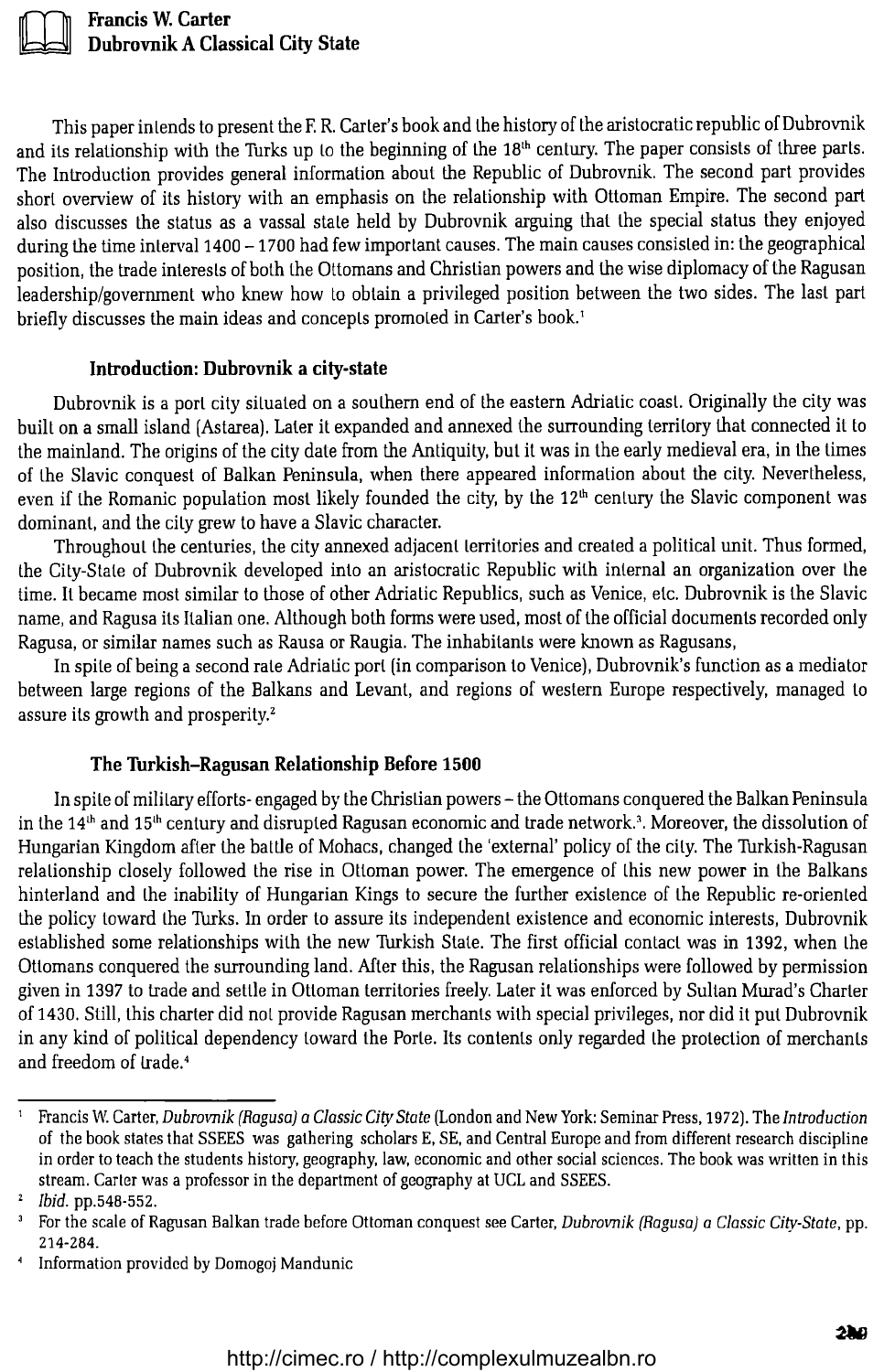# Francis W. Carter
## Dubrovnik A Classical City State

This paper intends to present the F. R. Carter's book and the history of the aristocratic republic of Dubrovnik and its relationship with the Turks up to the beginning of the 18th century. The paper consists of three parts. The Introduction provides general information about the Republic of Dubrovnik. The second part provides short overview of its history with an emphasis on the relationship with Ottoman Empire. The second part also discusses the status as a vassal state held by Dubrovnik arguing that the special status they enjoyed during the time interval 1400 – 1700 had few important causes. The main causes consisted in: the geographical position, the trade interests of both the Ottomans and Christian powers and the wise diplomacy of the Ragusan leadership/government who knew how to obtain a privileged position between the two sides. The last part briefly discusses the main ideas and concepts promoted in Carter's book.[1]

### Introduction: Dubrovnik a city-state

Dubrovnik is a port city situated on a southern end of the eastern Adriatic coast. Originally the city was built on a small island (Astarea). Later it expanded and annexed the surrounding territory that connected it to the mainland. The origins of the city date from the Antiquity, but it was in the early medieval era, in the times of the Slavic conquest of Balkan Peninsula, when there appeared information about the city. Nevertheless, even if the Romanic population most likely founded the city, by the 12th century the Slavic component was dominant, and the city grew to have a Slavic character.

Throughout the centuries, the city annexed adjacent territories and created a political unit. Thus formed, the City-State of Dubrovnik developed into an aristocratic Republic with internal an organization over the time. It became most similar to those of other Adriatic Republics, such as Venice, etc. Dubrovnik is the Slavic name, and Ragusa its Italian one. Although both forms were used, most of the official documents recorded only Ragusa, or similar names such as Rausa or Raugia. The inhabitants were known as Ragusans,

In spite of being a second rate Adriatic port (in comparison to Venice), Dubrovnik's function as a mediator between large regions of the Balkans and Levant, and regions of western Europe respectively, managed to assure its growth and prosperity.[2]

### The Turkish–Ragusan Relationship Before 1500

In spite of military efforts- engaged by the Christian powers – the Ottomans conquered the Balkan Peninsula in the 14th and 15th century and disrupted Ragusan economic and trade network.[3]. Moreover, the dissolution of Hungarian Kingdom after the battle of Mohacs, changed the 'external' policy of the city. The Turkish-Ragusan relationship closely followed the rise in Ottoman power. The emergence of this new power in the Balkans hinterland and the inability of Hungarian Kings to secure the further existence of the Republic re-oriented the policy toward the Turks. In order to assure its independent existence and economic interests, Dubrovnik established some relationships with the new Turkish State. The first official contact was in 1392, when the Ottomans conquered the surrounding land. After this, the Ragusan relationships were followed by permission given in 1397 to trade and settle in Ottoman territories freely. Later it was enforced by Sultan Murad's Charter of 1430. Still, this charter did not provide Ragusan merchants with special privileges, nor did it put Dubrovnik in any kind of political dependency toward the Porte. Its contents only regarded the protection of merchants and freedom of trade.[4]

---

[1] Francis W. Carter, *Dubrovnik (Ragusa) a Classic City State* (London and New York: Seminar Press, 1972). The *Introduction* of the book states that SSEES was gathering scholars E, SE, and Central Europe and from different research discipline in order to teach the students history, geography, law, economic and other social sciences. The book was written in this stream. Carter was a professor in the department of geography at UCL and SSEES.

[2] *Ibid.* pp.548-552.

[3] For the scale of Ragusan Balkan trade before Ottoman conquest see Carter, *Dubrovnik (Ragusa) a Classic City-State*, pp. 214-284.

[4] Information provided by Domogoj Mandunic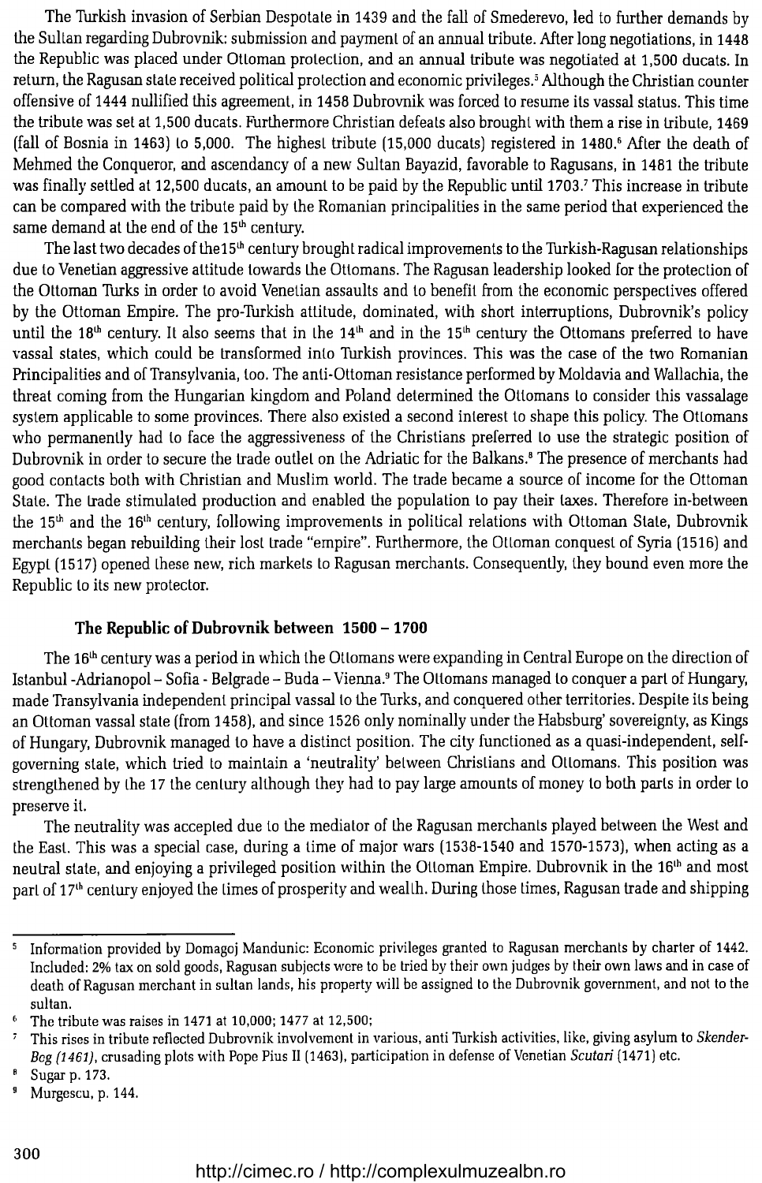The Turkish invasion of Serbian Despotate in 1439 and the fall of Smederevo, led to further demands by the Sultan regarding Dubrovnik: submission and payment of an annual tribute. After long negotiations, in 1448 the Republic was placed under Ottoman protection, and an annual tribute was negotiated at 1,500 ducats. In return, the Ragusan state received political protection and economic privileges.[5] Although the Christian counter offensive of 1444 nullified this agreement, in 1458 Dubrovnik was forced to resume its vassal status. This time the tribute was set at 1,500 ducats. Furthermore Christian defeats also brought with them a rise in tribute, 1469 (fall of Bosnia in 1463) to 5,000. The highest tribute (15,000 ducats) registered in 1480.[6] After the death of Mehmed the Conqueror, and ascendancy of a new Sultan Bayazid, favorable to Ragusans, in 1481 the tribute was finally settled at 12,500 ducats, an amount to be paid by the Republic until 1703.[7] This increase in tribute can be compared with the tribute paid by the Romanian principalities in the same period that experienced the same demand at the end of the 15th century.

The last two decades of the15th century brought radical improvements to the Turkish-Ragusan relationships due to Venetian aggressive attitude towards the Ottomans. The Ragusan leadership looked for the protection of the Ottoman Turks in order to avoid Venetian assaults and to benefit from the economic perspectives offered by the Ottoman Empire. The pro-Turkish attitude, dominated, with short interruptions, Dubrovnik's policy until the 18th century. It also seems that in the 14th and in the 15th century the Ottomans preferred to have vassal states, which could be transformed into Turkish provinces. This was the case of the two Romanian Principalities and of Transylvania, too. The anti-Ottoman resistance performed by Moldavia and Wallachia, the threat coming from the Hungarian kingdom and Poland determined the Ottomans to consider this vassalage system applicable to some provinces. There also existed a second interest to shape this policy. The Ottomans who permanently had to face the aggressiveness of the Christians preferred to use the strategic position of Dubrovnik in order to secure the trade outlet on the Adriatic for the Balkans.[8] The presence of merchants had good contacts both with Christian and Muslim world. The trade became a source of income for the Ottoman State. The trade stimulated production and enabled the population to pay their taxes. Therefore in-between the 15th and the 16th century, following improvements in political relations with Ottoman State, Dubrovnik merchants began rebuilding their lost trade "empire". Furthermore, the Ottoman conquest of Syria (1516) and Egypt (1517) opened these new, rich markets to Ragusan merchants. Consequently, they bound even more the Republic to its new protector.

### The Republic of Dubrovnik between 1500 – 1700

The 16th century was a period in which the Ottomans were expanding in Central Europe on the direction of Istanbul -Adrianopol – Sofia - Belgrade – Buda – Vienna.[9] The Ottomans managed to conquer a part of Hungary, made Transylvania independent principal vassal to the Turks, and conquered other territories. Despite its being an Ottoman vassal state (from 1458), and since 1526 only nominally under the Habsburg' sovereignty, as Kings of Hungary, Dubrovnik managed to have a distinct position. The city functioned as a quasi-independent, self-governing state, which tried to maintain a 'neutrality' between Christians and Ottomans. This position was strengthened by the 17 the century although they had to pay large amounts of money to both parts in order to preserve it.

The neutrality was accepted due to the mediator of the Ragusan merchants played between the West and the East. This was a special case, during a time of major wars (1538-1540 and 1570-1573), when acting as a neutral state, and enjoying a privileged position within the Ottoman Empire. Dubrovnik in the 16th and most part of 17th century enjoyed the times of prosperity and wealth. During those times, Ragusan trade and shipping

---

[5] Information provided by Domagoj Mandunic: Economic privileges granted to Ragusan merchants by charter of 1442. Included: 2% tax on sold goods, Ragusan subjects were to be tried by their own judges by their own laws and in case of death of Ragusan merchant in sultan lands, his property will be assigned to the Dubrovnik government, and not to the sultan.

[6] The tribute was raises in 1471 at 10,000; 1477 at 12,500;

[7] This rises in tribute reflected Dubrovnik involvement in various, anti Turkish activities, like, giving asylum to *Skender-Beg (1461)*, crusading plots with Pope Pius II (1463), participation in defense of Venetian *Scutari* (1471) etc.

[8] Sugar p. 173.

[9] Murgescu, p. 144.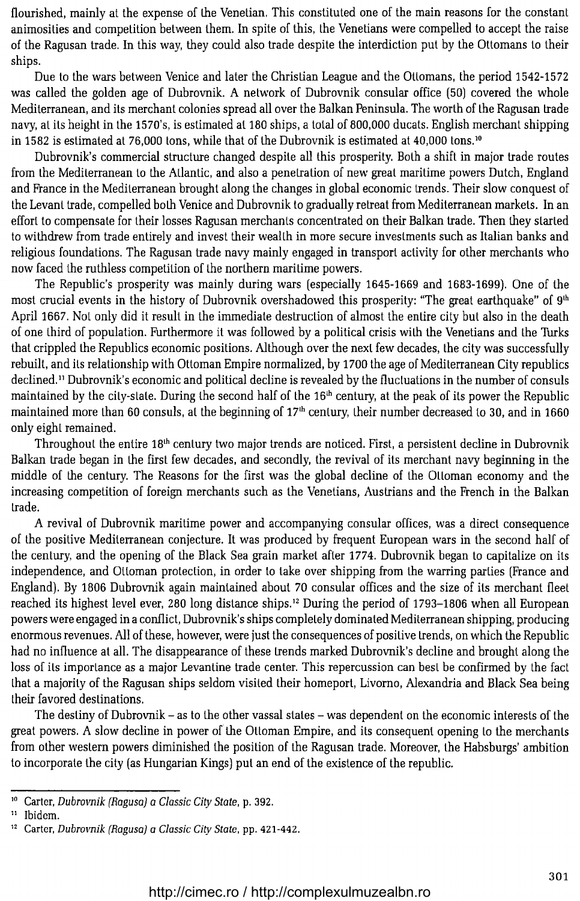flourished, mainly at the expense of the Venetian. This constituted one of the main reasons for the constant animosities and competition between them. In spite of this, the Venetians were compelled to accept the raise of the Ragusan trade. In this way, they could also trade despite the interdiction put by the Ottomans to their ships.

Due to the wars between Venice and later the Christian League and the Ottomans, the period 1542-1572 was called the golden age of Dubrovnik. A network of Dubrovnik consular office (50) covered the whole Mediterranean, and its merchant colonies spread all over the Balkan Peninsula. The worth of the Ragusan trade navy, at its height in the 1570's, is estimated at 180 ships, a total of 800,000 ducats. English merchant shipping in 1582 is estimated at 76,000 tons, while that of the Dubrovnik is estimated at 40,000 tons.[10]

Dubrovnik's commercial structure changed despite all this prosperity. Both a shift in major trade routes from the Mediterranean to the Atlantic, and also a penetration of new great maritime powers Dutch, England and France in the Mediterranean brought along the changes in global economic trends. Their slow conquest of the Levant trade, compelled both Venice and Dubrovnik to gradually retreat from Mediterranean markets. In an effort to compensate for their losses Ragusan merchants concentrated on their Balkan trade. Then they started to withdrew from trade entirely and invest their wealth in more secure investments such as Italian banks and religious foundations. The Ragusan trade navy mainly engaged in transport activity for other merchants who now faced the ruthless competition of the northern maritime powers.

The Republic's prosperity was mainly during wars (especially 1645-1669 and 1683-1699). One of the most crucial events in the history of Dubrovnik overshadowed this prosperity: "The great earthquake" of 9th April 1667. Not only did it result in the immediate destruction of almost the entire city but also in the death of one third of population. Furthermore it was followed by a political crisis with the Venetians and the Turks that crippled the Republics economic positions. Although over the next few decades, the city was successfully rebuilt, and its relationship with Ottoman Empire normalized, by 1700 the age of Mediterranean City republics declined.[11] Dubrovnik's economic and political decline is revealed by the fluctuations in the number of consuls maintained by the city-state. During the second half of the 16th century, at the peak of its power the Republic maintained more than 60 consuls, at the beginning of 17th century, their number decreased to 30, and in 1660 only eight remained.

Throughout the entire 18th century two major trends are noticed. First, a persistent decline in Dubrovnik Balkan trade began in the first few decades, and secondly, the revival of its merchant navy beginning in the middle of the century. The Reasons for the first was the global decline of the Ottoman economy and the increasing competition of foreign merchants such as the Venetians, Austrians and the French in the Balkan trade.

A revival of Dubrovnik maritime power and accompanying consular offices, was a direct consequence of the positive Mediterranean conjecture. It was produced by frequent European wars in the second half of the century, and the opening of the Black Sea grain market after 1774. Dubrovnik began to capitalize on its independence, and Ottoman protection, in order to take over shipping from the warring parties (France and England). By 1806 Dubrovnik again maintained about 70 consular offices and the size of its merchant fleet reached its highest level ever, 280 long distance ships.[12] During the period of 1793–1806 when all European powers were engaged in a conflict, Dubrovnik's ships completely dominated Mediterranean shipping, producing enormous revenues. All of these, however, were just the consequences of positive trends, on which the Republic had no influence at all. The disappearance of these trends marked Dubrovnik's decline and brought along the loss of its importance as a major Levantine trade center. This repercussion can best be confirmed by the fact that a majority of the Ragusan ships seldom visited their homeport, Livorno, Alexandria and Black Sea being their favored destinations.

The destiny of Dubrovnik – as to the other vassal states – was dependent on the economic interests of the great powers. A slow decline in power of the Ottoman Empire, and its consequent opening to the merchants from other western powers diminished the position of the Ragusan trade. Moreover, the Habsburgs' ambition to incorporate the city (as Hungarian Kings) put an end of the existence of the republic.

---

[10] Carter, *Dubrovnik (Ragusa) a Classic City State*, p. 392.

[11] Ibidem.

[12] Carter, *Dubrovnik (Ragusa) a Classic City State*, pp. 421-442.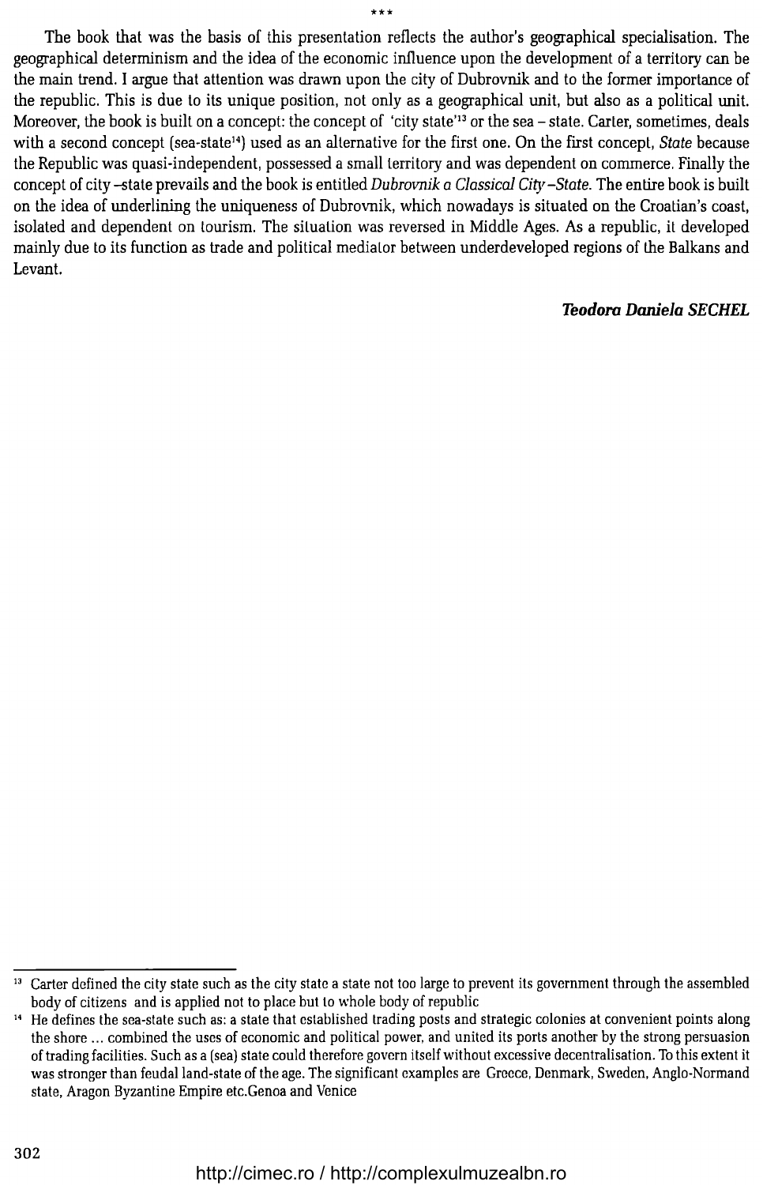\*\*\*

The book that was the basis of this presentation reflects the author's geographical specialisation. The geographical determinism and the idea of the economic influence upon the development of a territory can be the main trend. I argue that attention was drawn upon the city of Dubrovnik and to the former importance of the republic. This is due to its unique position, not only as a geographical unit, but also as a political unit. Moreover, the book is built on a concept: the concept of 'city state'[13] or the sea – state. Carter, sometimes, deals with a second concept (sea-state[14]) used as an alternative for the first one. On the first concept, *State* because the Republic was quasi-independent, possessed a small territory and was dependent on commerce. Finally the concept of city –state prevails and the book is entitled *Dubrovnik a Classical City –State*. The entire book is built on the idea of underlining the uniqueness of Dubrovnik, which nowadays is situated on the Croatian's coast, isolated and dependent on tourism. The situation was reversed in Middle Ages. As a republic, it developed mainly due to its function as trade and political mediator between underdeveloped regions of the Balkans and Levant.

***Teodora Daniela SECHEL***

---

[13] Carter defined the city state such as the city state a state not too large to prevent its government through the assembled body of citizens and is applied not to place but to whole body of republic

[14] He defines the sea-state such as: a state that established trading posts and strategic colonies at convenient points along the shore ... combined the uses of economic and political power, and united its ports another by the strong persuasion of trading facilities. Such as a (sea) state could therefore govern itself without excessive decentralisation. To this extent it was stronger than feudal land-state of the age. The significant examples are Greece, Denmark, Sweden, Anglo-Normand state, Aragon Byzantine Empire etc.Genoa and Venice